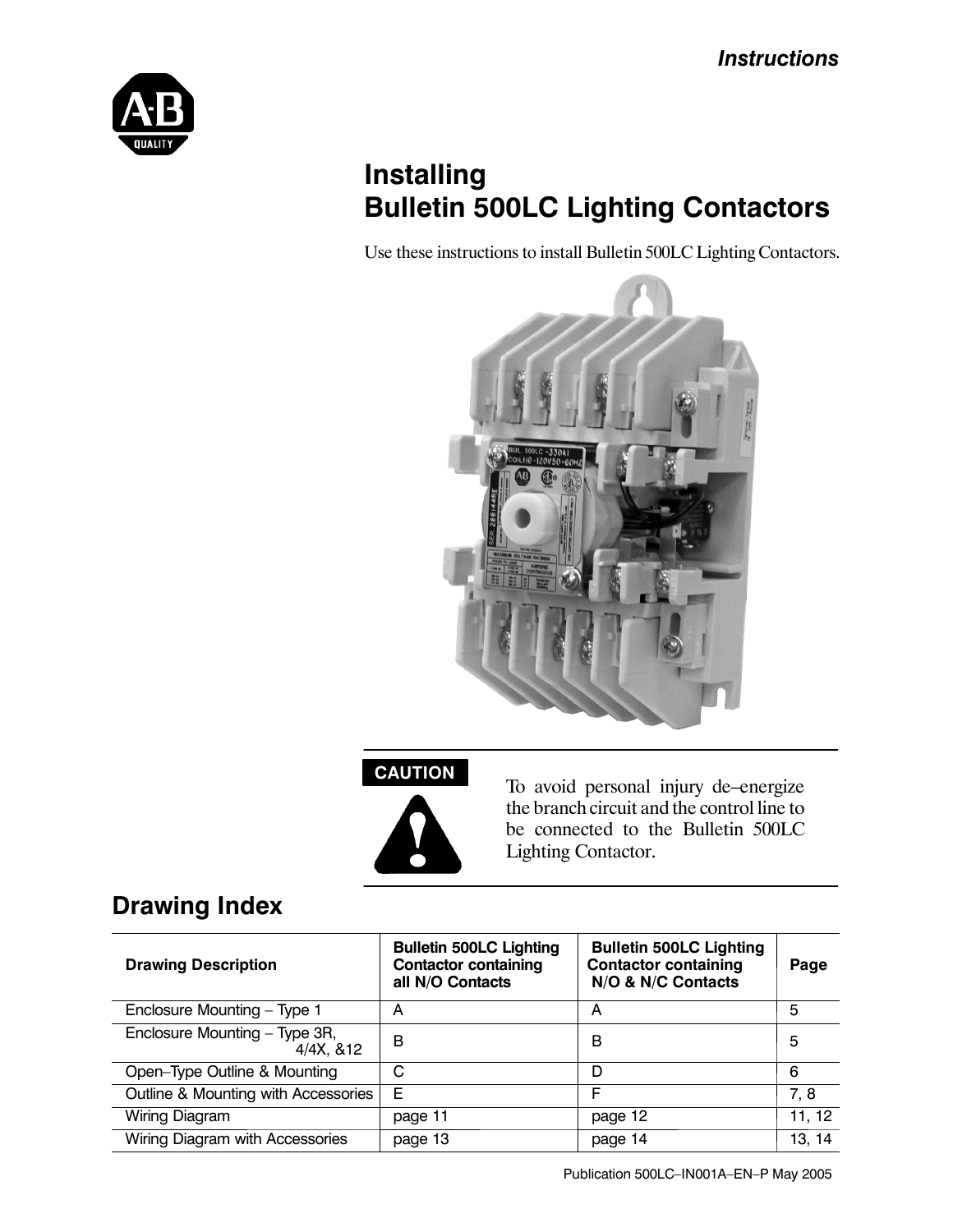*Instructions*

# Installing Bulletin 500LC Lighting Contactors

Use these instructions to install Bulletin 500LC Lighting Contactors.

**CAUTION**

To avoid personal injury de–energize the branch circuit and the control line to be connected to the Bulletin 500LC Lighting Contactor.

## Drawing Index

| Drawing Description | Bulletin 500LC Lighting Contactor containing all N/O Contacts | Bulletin 500LC Lighting Contactor containing N/O & N/C Contacts | Page |
|---|---|---|---|
| Enclosure Mounting – Type 1 | A | A | 5 |
| Enclosure Mounting – Type 3R, 4/4X, &12 | B | B | 5 |
| Open–Type Outline & Mounting | C | D | 6 |
| Outline & Mounting with Accessories | E | F | 7, 8 |
| Wiring Diagram | page 11 | page 12 | 11, 12 |
| Wiring Diagram with Accessories | page 13 | page 14 | 13, 14 |

Publication 500LC–IN001A–EN–P May 2005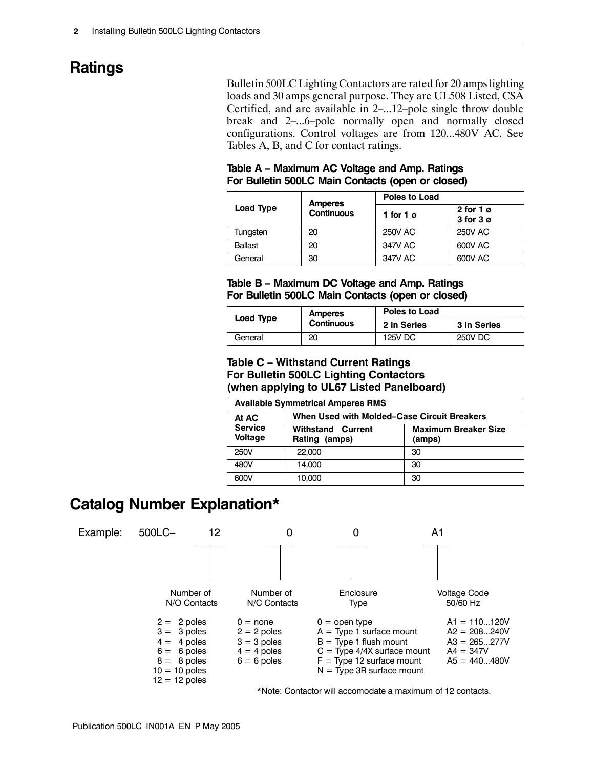## Ratings

Bulletin 500LC Lighting Contactors are rated for 20 amps lighting loads and 30 amps general purpose. They are UL508 Listed, CSA Certified, and are available in 2–...12–pole single throw double break and 2–...6–pole normally open and normally closed configurations. Control voltages are from 120...480V AC. See Tables A, B, and C for contact ratings.

**Table A – Maximum AC Voltage and Amp. Ratings For Bulletin 500LC Main Contacts (open or closed)**

| Load Type | Amperes Continuous | Poles to Load | |
|---|---|---|---|
| | | 1 for 1 ø | 2 for 1 ø<br>3 for 3 ø |
| Tungsten | 20 | 250V AC | 250V AC |
| Ballast | 20 | 347V AC | 600V AC |
| General | 30 | 347V AC | 600V AC |

**Table B – Maximum DC Voltage and Amp. Ratings For Bulletin 500LC Main Contacts (open or closed)**

| Load Type | Amperes Continuous | Poles to Load | |
|---|---|---|---|
| | | 2 in Series | 3 in Series |
| General | 20 | 125V DC | 250V DC |

**Table C – Withstand Current Ratings For Bulletin 500LC Lighting Contactors (when applying to UL67 Listed Panelboard)**

| Available Symmetrical Amperes RMS | | |
|---|---|---|
| At AC Service Voltage | When Used with Molded–Case Circuit Breakers | |
| | Withstand Current Rating (amps) | Maximum Breaker Size (amps) |
| 250V | 22,000 | 30 |
| 480V | 14,000 | 30 |
| 600V | 10,000 | 30 |

## Catalog Number Explanation*

Example: 500LC– 12 0 0 A1

**Number of N/O Contacts**
- 2 = 2 poles
- 3 = 3 poles
- 4 = 4 poles
- 6 = 6 poles
- 8 = 8 poles
- 10 = 10 poles
- 12 = 12 poles

**Number of N/C Contacts**
- 0 = none
- 2 = 2 poles
- 3 = 3 poles
- 4 = 4 poles
- 6 = 6 poles

**Enclosure Type**
- 0 = open type
- A = Type 1 surface mount
- B = Type 1 flush mount
- C = Type 4/4X surface mount
- F = Type 12 surface mount
- N = Type 3R surface mount

**Voltage Code 50/60 Hz**
- A1 = 110...120V
- A2 = 208...240V
- A3 = 265...277V
- A4 = 347V
- A5 = 440...480V

*Note: Contactor will accomodate a maximum of 12 contacts.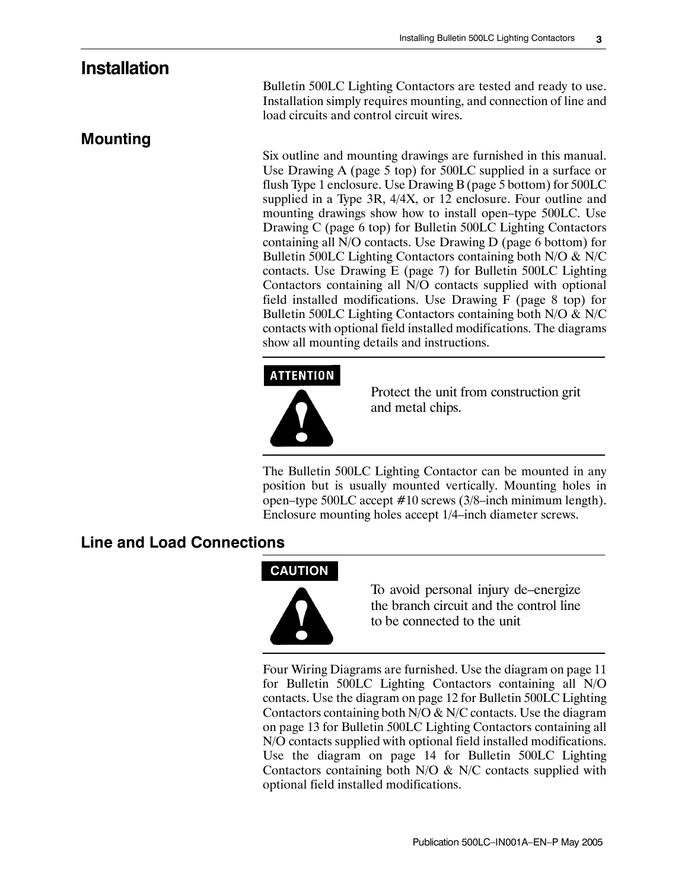# Installation

Bulletin 500LC Lighting Contactors are tested and ready to use. Installation simply requires mounting, and connection of line and load circuits and control circuit wires.

## Mounting

Six outline and mounting drawings are furnished in this manual. Use Drawing A (page 5 top) for 500LC supplied in a surface or flush Type 1 enclosure. Use Drawing B (page 5 bottom) for 500LC supplied in a Type 3R, 4/4X, or 12 enclosure. Four outline and mounting drawings show how to install open–type 500LC. Use Drawing C (page 6 top) for Bulletin 500LC Lighting Contactors containing all N/O contacts. Use Drawing D (page 6 bottom) for Bulletin 500LC Lighting Contactors containing both N/O & N/C contacts. Use Drawing E (page 7) for Bulletin 500LC Lighting Contactors containing all N/O contacts supplied with optional field installed modifications. Use Drawing F (page 8 top) for Bulletin 500LC Lighting Contactors containing both N/O & N/C contacts with optional field installed modifications. The diagrams show all mounting details and instructions.

**ATTENTION**

Protect the unit from construction grit and metal chips.

The Bulletin 500LC Lighting Contactor can be mounted in any position but is usually mounted vertically. Mounting holes in open–type 500LC accept #10 screws (3/8–inch minimum length). Enclosure mounting holes accept 1/4–inch diameter screws.

## Line and Load Connections

**CAUTION**

To avoid personal injury de–energize the branch circuit and the control line to be connected to the unit

Four Wiring Diagrams are furnished. Use the diagram on page 11 for Bulletin 500LC Lighting Contactors containing all N/O contacts. Use the diagram on page 12 for Bulletin 500LC Lighting Contactors containing both N/O & N/C contacts. Use the diagram on page 13 for Bulletin 500LC Lighting Contactors containing all N/O contacts supplied with optional field installed modifications. Use the diagram on page 14 for Bulletin 500LC Lighting Contactors containing both N/O & N/C contacts supplied with optional field installed modifications.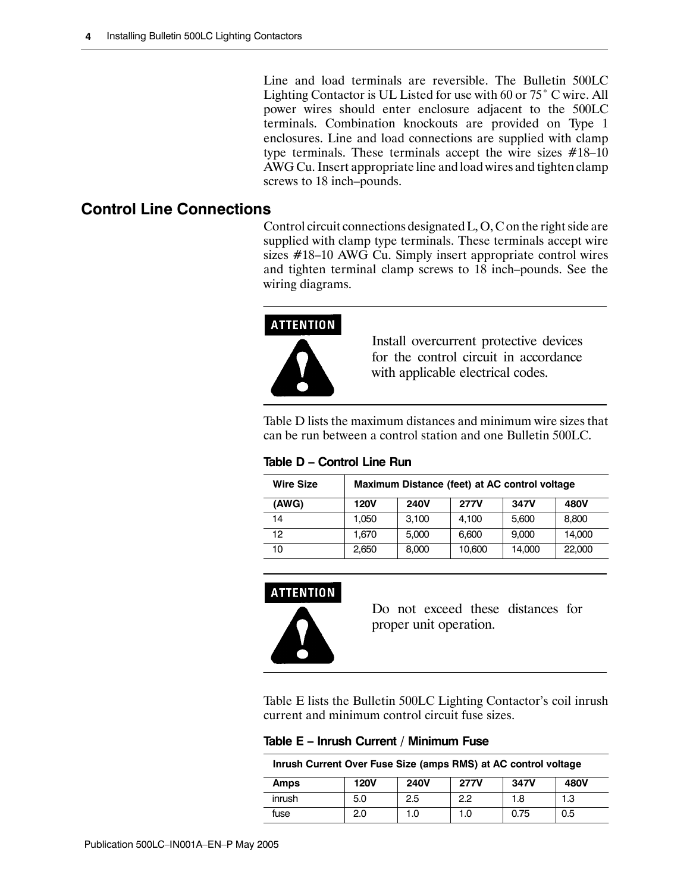Line and load terminals are reversible. The Bulletin 500LC Lighting Contactor is UL Listed for use with 60 or 75° C wire. All power wires should enter enclosure adjacent to the 500LC terminals. Combination knockouts are provided on Type 1 enclosures. Line and load connections are supplied with clamp type terminals. These terminals accept the wire sizes #18–10 AWG Cu. Insert appropriate line and load wires and tighten clamp screws to 18 inch–pounds.

## Control Line Connections

Control circuit connections designated L, O, C on the right side are supplied with clamp type terminals. These terminals accept wire sizes #18–10 AWG Cu. Simply insert appropriate control wires and tighten terminal clamp screws to 18 inch–pounds. See the wiring diagrams.

**ATTENTION**

Install overcurrent protective devices for the control circuit in accordance with applicable electrical codes.

Table D lists the maximum distances and minimum wire sizes that can be run between a control station and one Bulletin 500LC.

**Table D – Control Line Run**

| Wire Size | Maximum Distance (feet) at AC control voltage | | | | |
|---|---|---|---|---|---|
| (AWG) | 120V | 240V | 277V | 347V | 480V |
| 14 | 1,050 | 3,100 | 4,100 | 5,600 | 8,800 |
| 12 | 1,670 | 5,000 | 6,600 | 9,000 | 14,000 |
| 10 | 2,650 | 8,000 | 10,600 | 14,000 | 22,000 |

**ATTENTION**

Do not exceed these distances for proper unit operation.

Table E lists the Bulletin 500LC Lighting Contactor's coil inrush current and minimum control circuit fuse sizes.

**Table E – Inrush Current / Minimum Fuse**

| Inrush Current Over Fuse Size (amps RMS) at AC control voltage | | | | | |
|---|---|---|---|---|---|
| Amps | 120V | 240V | 277V | 347V | 480V |
| inrush | 5.0 | 2.5 | 2.2 | 1.8 | 1.3 |
| fuse | 2.0 | 1.0 | 1.0 | 0.75 | 0.5 |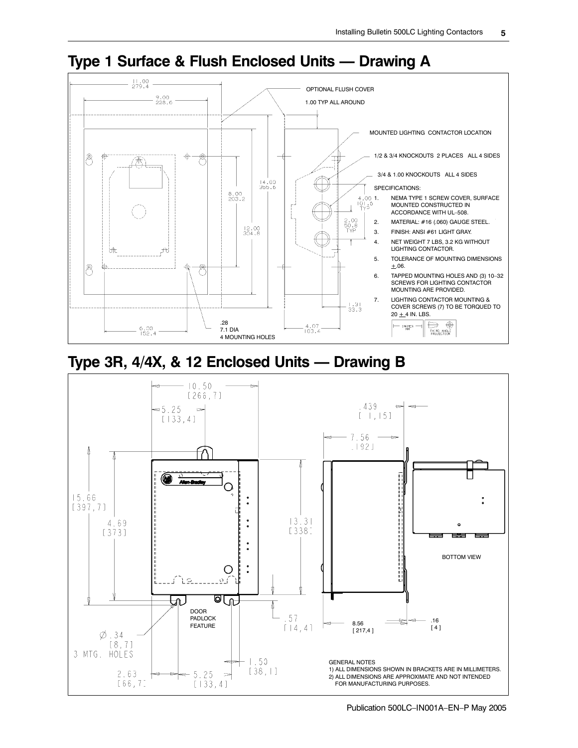## Type 1 Surface & Flush Enclosed Units — Drawing A

11.00
279.4

9.00
228.6

OPTIONAL FLUSH COVER

1.00 TYP ALL AROUND

MOUNTED LIGHTING CONTACTOR LOCATION

1/2 & 3/4 KNOCKOUTS 2 PLACES ALL 4 SIDES

3/4 & 1.00 KNOCKOUTS ALL 4 SIDES

14.00
355.6

8.00
203.2

12.00
304.8

4.00
101.6
TYP

2.00
50.8
TYP

1.31
33.3

6.00
152.4

.28
7.1 DIA
4 MOUNTING HOLES

4.07
103.4

SPECIFICATIONS:

1. NEMA TYPE 1 SCREW COVER, SURFACE MOUNTED CONSTRUCTED IN ACCORDANCE WITH UL–508.
2. MATERIAL: #16 (.060) GAUGE STEEL.
3. FINISH: ANSI #61 LIGHT GRAY.
4. NET WEIGHT 7 LBS, 3.2 KG WITHOUT LIGHTING CONTACTOR.
5. TOLERANCE OF MOUNTING DIMENSIONS ±.06.
6. TAPPED MOUNTING HOLES AND (3) 10–32 SCREWS FOR LIGHTING CONTACTOR MOUNTING ARE PROVIDED.
7. LIGHTING CONTACTOR MOUNTING & COVER SCREWS (7) TO BE TORQUED TO 20 ± 4 IN. LBS.

INCHES / MM — THIRD ANGLE PROJECTION

## Type 3R, 4/4X, & 12 Enclosed Units — Drawing B

10.50
[266,7]

5.25
[133,4]

.439
[1,15]

7.56
[192]

15.66
[397,7]

4.69
[373]

13.31
[338]

BOTTOM VIEW

DOOR
PADLOCK
FEATURE

.57
[14,4]

8.56
[217,4]

.16
[4]

Ø .34
[8,7]
3 MTG. HOLES

1.50
[38,1]

2.63
[66,7]

5.25
[133,4]

GENERAL NOTES
1) ALL DIMENSIONS SHOWN IN BRACKETS ARE IN MILLIMETERS.
2) ALL DIMENSIONS ARE APPROXIMATE AND NOT INTENDED FOR MANUFACTURING PURPOSES.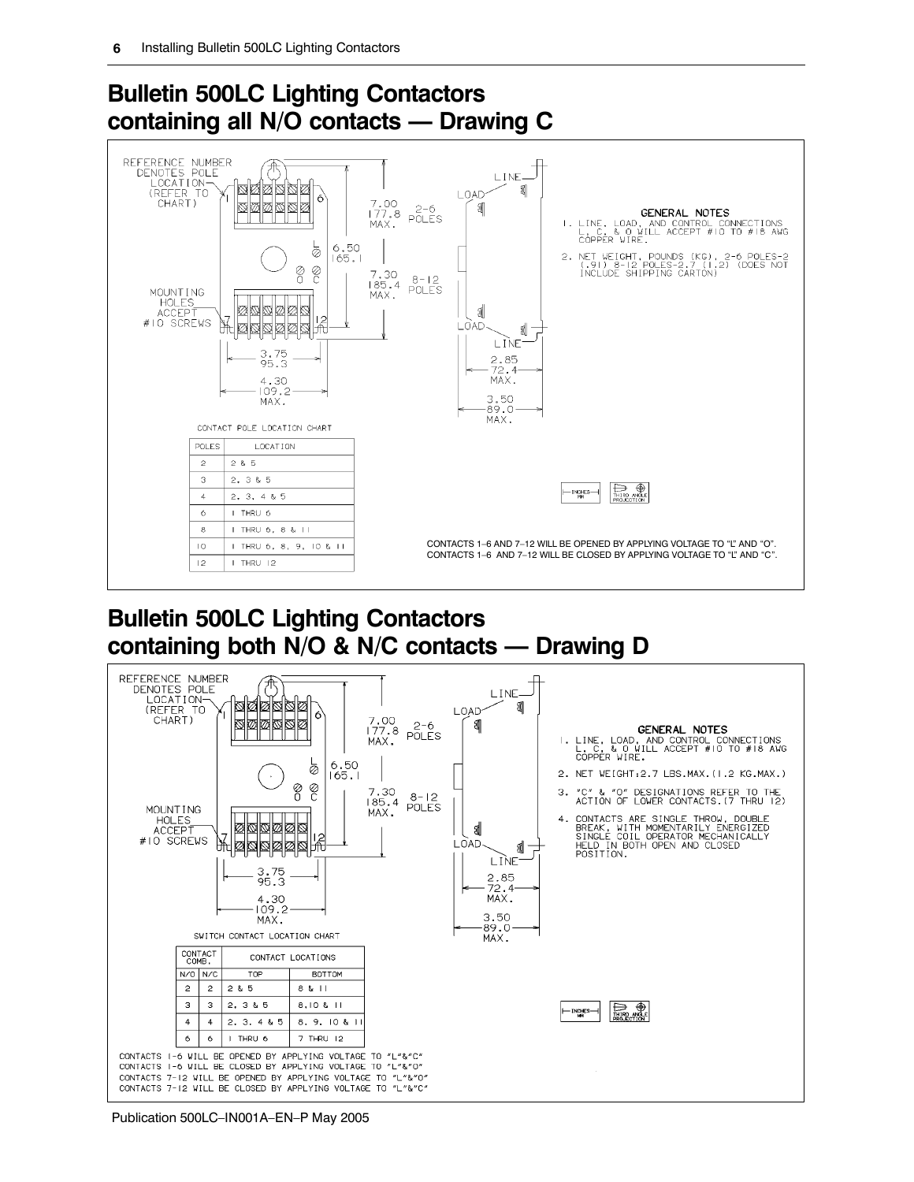# Bulletin 500LC Lighting Contactors containing all N/O contacts — Drawing C

REFERENCE NUMBER DENOTES POLE LOCATION (REFER TO CHART)

MOUNTING HOLES ACCEPT #10 SCREWS

7.00 / 177.8 MAX. 2–6 POLES

6.50 / 165.1

7.30 / 185.4 MAX. 8–12 POLES

3.75 / 95.3

4.30 / 109.2 MAX.

2.85 / 72.4 MAX.

3.50 / 89.0 MAX.

LINE, LOAD

**GENERAL NOTES**

1. LINE, LOAD, AND CONTROL CONNECTIONS L, C, & O WILL ACCEPT #10 TO #18 AWG COPPER WIRE.
2. NET WEIGHT, POUNDS (KG), 2-6 POLES-2 (.91) 8-12 POLES-2.7 (1.2) (DOES NOT INCLUDE SHIPPING CARTON)

CONTACT POLE LOCATION CHART

| POLES | LOCATION |
|---|---|
| 2 | 2 & 5 |
| 3 | 2, 3 & 5 |
| 4 | 2, 3, 4 & 5 |
| 6 | 1 THRU 6 |
| 8 | 1 THRU 6, 8 & 11 |
| 10 | 1 THRU 6, 8, 9, 10 & 11 |
| 12 | 1 THRU 12 |

INCHES / MM — THIRD ANGLE PROJECTION

CONTACTS 1–6 AND 7–12 WILL BE OPENED BY APPLYING VOLTAGE TO "L" AND "O".
CONTACTS 1–6 AND 7–12 WILL BE CLOSED BY APPLYING VOLTAGE TO "L" AND "C".

# Bulletin 500LC Lighting Contactors containing both N/O & N/C contacts — Drawing D

REFERENCE NUMBER DENOTES POLE LOCATION (REFER TO CHART)

MOUNTING HOLES ACCEPT #10 SCREWS

7.00 / 177.8 MAX. 2–6 POLES

6.50 / 165.1

7.30 / 185.4 MAX. 8–12 POLES

3.75 / 95.3

4.30 / 109.2 MAX.

2.85 / 72.4 MAX.

3.50 / 89.0 MAX.

LINE, LOAD

**GENERAL NOTES**

1. LINE, LOAD, AND CONTROL CONNECTIONS L, C, & O WILL ACCEPT #10 TO #18 AWG COPPER WIRE.
2. NET WEIGHT: 2.7 LBS.MAX. (1.2 KG.MAX.)
3. "C" & "O" DESIGNATIONS REFER TO THE ACTION OF LOWER CONTACTS. (7 THRU 12)
4. CONTACTS ARE SINGLE THROW, DOUBLE BREAK, WITH MOMENTARILY ENERGIZED SINGLE COIL OPERATOR MECHANICALLY HELD IN BOTH OPEN AND CLOSED POSITION.

SWITCH CONTACT LOCATION CHART

| CONTACT COMB. | | CONTACT LOCATIONS | |
|---|---|---|---|
| N/O | N/C | TOP | BOTTOM |
| 2 | 2 | 2 & 5 | 8 & 11 |
| 3 | 3 | 2, 3 & 5 | 8, 10 & 11 |
| 4 | 4 | 2, 3, 4 & 5 | 8, 9, 10 & 11 |
| 6 | 6 | 1 THRU 6 | 7 THRU 12 |

INCHES / MM — THIRD ANGLE PROJECTION

CONTACTS 1-6 WILL BE OPENED BY APPLYING VOLTAGE TO "L"&"C"
CONTACTS 1-6 WILL BE CLOSED BY APPLYING VOLTAGE TO "L"&"O"
CONTACTS 7-12 WILL BE OPENED BY APPLYING VOLTAGE TO "L"&"O"
CONTACTS 7-12 WILL BE CLOSED BY APPLYING VOLTAGE TO "L"&"C"

Publication 500LC–IN001A–EN–P May 2005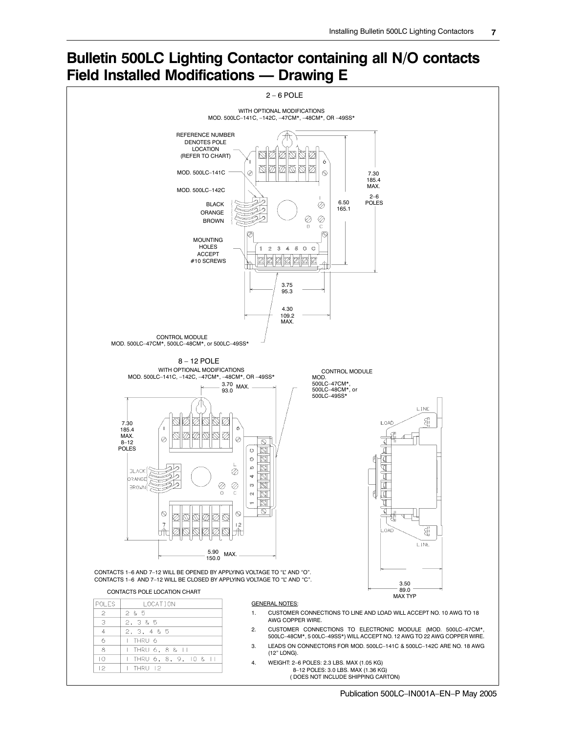# Bulletin 500LC Lighting Contactor containing all N/O contacts Field Installed Modifications — Drawing E

2 – 6 POLE

WITH OPTIONAL MODIFICATIONS
MOD. 500LC–141C, –142C, –47CM*, –48CM*, OR –49SS*

REFERENCE NUMBER DENOTES POLE LOCATION (REFER TO CHART)

MOD. 500LC–141C

MOD. 500LC–142C

BLACK
ORANGE
BROWN

MOUNTING HOLES ACCEPT #10 SCREWS

7.30
185.4
MAX.
2–6
POLES

6.50
165.1

3.75
95.3

4.30
109.2
MAX.

CONTROL MODULE
MOD. 500LC–47CM*, 500LC–48CM*, or 500LC–49SS*

8 – 12 POLE
WITH OPTIONAL MODIFICATIONS
MOD. 500LC–141C, –142C, –47CM*, –48CM*, OR –49SS*

3.70
93.0 MAX.

CONTROL MODULE
MOD.
500LC–47CM*,
500LC–48CM*, or
500LC–49SS*

7.30
185.4
MAX.
8–12
POLES

5.90
150.0 MAX.

3.50
89.0
MAX TYP

CONTACTS 1–6 AND 7–12 WILL BE OPENED BY APPLYING VOLTAGE TO "L" AND "O".
CONTACTS 1–6 AND 7–12 WILL BE CLOSED BY APPLYING VOLTAGE TO "L" AND "C".

CONTACTS POLE LOCATION CHART

| POLES | LOCATION |
|---|---|
| 2 | 2 & 5 |
| 3 | 2, 3 & 5 |
| 4 | 2, 3, 4 & 5 |
| 6 | 1 THRU 6 |
| 8 | 1 THRU 6, 8 & 11 |
| 10 | 1 THRU 6, 8, 9, 10 & 11 |
| 12 | 1 THRU 12 |

GENERAL NOTES:

1. CUSTOMER CONNECTIONS TO LINE AND LOAD WILL ACCEPT NO. 10 AWG TO 18 AWG COPPER WIRE.
2. CUSTOMER CONNECTIONS TO ELECTRONIC MODULE (MOD. 500LC–47CM*, 500LC–48CM*, 5 00LC–49SS*) WILL ACCEPT NO. 12 AWG TO 22 AWG COPPER WIRE.
3. LEADS ON CONNECTORS FOR MOD. 500LC–141C & 500LC–142C ARE NO. 18 AWG (12" LONG).
4. WEIGHT: 2–6 POLES: 2.3 LBS. MAX (1.05 KG)
   8–12 POLES: 3.0 LBS. MAX (1.36 KG)
   ( DOES NOT INCLUDE SHIPPING CARTON)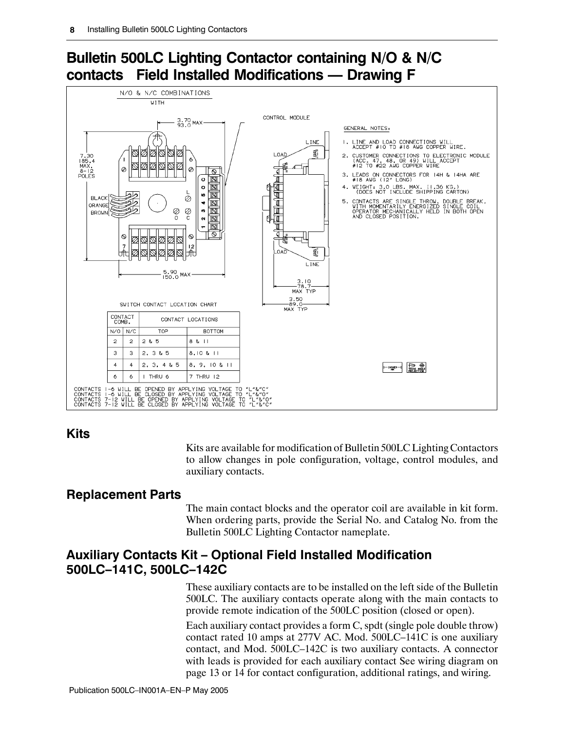# Bulletin 500LC Lighting Contactor containing N/O & N/C contacts Field Installed Modifications — Drawing F

N/O & N/C COMBINATIONS WITH

CONTROL MODULE

GENERAL NOTES:

1. LINE AND LOAD CONNECTIONS WILL ACCEPT #10 TO #18 AWG COPPER WIRE.
2. CUSTOMER CONNECTIONS TO ELECTRONIC MODULE (ACC. 47, 48, OR 49) WILL ACCEPT #12 TO #22 AWG COPPER WIRE
3. LEADS ON CONNECTORS FOR 14H & 14HA ARE #18 AWG (12" LONG)
4. WEIGHT: 3.0 LBS. MAX. (1.36 KG.) (DOES NOT INCLUDE SHIPPING CARTON)
5. CONTACTS ARE SINGLE THROW, DOUBLE BREAK, WITH MOMENTARILY ENERGIZED SINGLE COIL OPERATOR MECHANICALLY HELD IN BOTH OPEN AND CLOSED POSITION.

3.70 / 93.0 MAX; 7.30 / 185.4 MAX. 8-12 POLES; 5.90 / 150.0 MAX; 3.10 / 78.7 MAX TYP; 3.50 / 89.0 MAX TYP

SWITCH CONTACT LOCATION CHART

| CONTACT COMB. | | CONTACT LOCATIONS | |
|---|---|---|---|
| N/O | N/C | TOP | BOTTOM |
| 2 | 2 | 2 & 5 | 8 & 11 |
| 3 | 3 | 2, 3 & 5 | 8, 10 & 11 |
| 4 | 4 | 2, 3, 4 & 5 | 8, 9, 10 & 11 |
| 6 | 6 | 1 THRU 6 | 7 THRU 12 |

CONTACTS 1-6 WILL BE OPENED BY APPLYING VOLTAGE TO "L"&"C"
CONTACTS 1-6 WILL BE CLOSED BY APPLYING VOLTAGE TO "L"&"O"
CONTACTS 7-12 WILL BE OPENED BY APPLYING VOLTAGE TO "L"&"O"
CONTACTS 7-12 WILL BE CLOSED BY APPLYING VOLTAGE TO "L"&"C"

## Kits

Kits are available for modification of Bulletin 500LC Lighting Contactors to allow changes in pole configuration, voltage, control modules, and auxiliary contacts.

## Replacement Parts

The main contact blocks and the operator coil are available in kit form. When ordering parts, provide the Serial No. and Catalog No. from the Bulletin 500LC Lighting Contactor nameplate.

## Auxiliary Contacts Kit – Optional Field Installed Modification 500LC–141C, 500LC–142C

These auxiliary contacts are to be installed on the left side of the Bulletin 500LC. The auxiliary contacts operate along with the main contacts to provide remote indication of the 500LC position (closed or open).

Each auxiliary contact provides a form C, spdt (single pole double throw) contact rated 10 amps at 277V AC. Mod. 500LC–141C is one auxiliary contact, and Mod. 500LC–142C is two auxiliary contacts. A connector with leads is provided for each auxiliary contact See wiring diagram on page 13 or 14 for contact configuration, additional ratings, and wiring.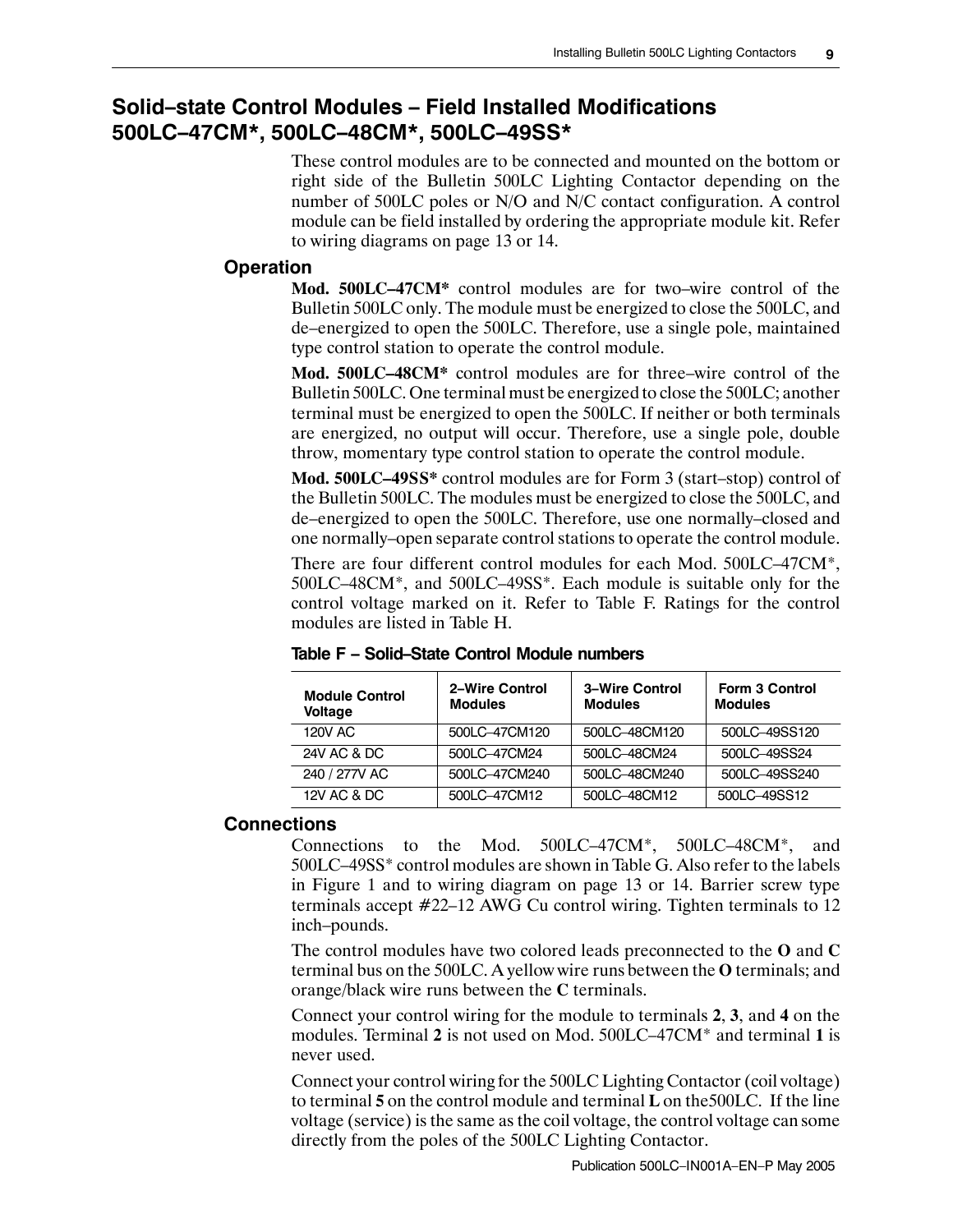## Solid–state Control Modules – Field Installed Modifications 500LC–47CM*, 500LC–48CM*, 500LC–49SS*

These control modules are to be connected and mounted on the bottom or right side of the Bulletin 500LC Lighting Contactor depending on the number of 500LC poles or N/O and N/C contact configuration. A control module can be field installed by ordering the appropriate module kit. Refer to wiring diagrams on page 13 or 14.

### Operation

**Mod. 500LC–47CM*** control modules are for two–wire control of the Bulletin 500LC only. The module must be energized to close the 500LC, and de–energized to open the 500LC. Therefore, use a single pole, maintained type control station to operate the control module.

**Mod. 500LC–48CM*** control modules are for three–wire control of the Bulletin 500LC. One terminal must be energized to close the 500LC; another terminal must be energized to open the 500LC. If neither or both terminals are energized, no output will occur. Therefore, use a single pole, double throw, momentary type control station to operate the control module.

**Mod. 500LC–49SS*** control modules are for Form 3 (start–stop) control of the Bulletin 500LC. The modules must be energized to close the 500LC, and de–energized to open the 500LC. Therefore, use one normally–closed and one normally–open separate control stations to operate the control module.

There are four different control modules for each Mod. 500LC–47CM*, 500LC–48CM*, and 500LC–49SS*. Each module is suitable only for the control voltage marked on it. Refer to Table F. Ratings for the control modules are listed in Table H.

**Table F – Solid–State Control Module numbers**

| Module Control Voltage | 2–Wire Control Modules | 3–Wire Control Modules | Form 3 Control Modules |
|---|---|---|---|
| 120V AC | 500LC–47CM120 | 500LC–48CM120 | 500LC–49SS120 |
| 24V AC & DC | 500LC–47CM24 | 500LC–48CM24 | 500LC–49SS24 |
| 240 / 277V AC | 500LC–47CM240 | 500LC–48CM240 | 500LC–49SS240 |
| 12V AC & DC | 500LC–47CM12 | 500LC–48CM12 | 500LC–49SS12 |

### Connections

Connections to the Mod. 500LC–47CM*, 500LC–48CM*, and 500LC–49SS* control modules are shown in Table G. Also refer to the labels in Figure 1 and to wiring diagram on page 13 or 14. Barrier screw type terminals accept #22–12 AWG Cu control wiring. Tighten terminals to 12 inch–pounds.

The control modules have two colored leads preconnected to the **O** and **C** terminal bus on the 500LC. A yellow wire runs between the **O** terminals; and orange/black wire runs between the **C** terminals.

Connect your control wiring for the module to terminals **2**, **3**, and **4** on the modules. Terminal **2** is not used on Mod. 500LC–47CM* and terminal **1** is never used.

Connect your control wiring for the 500LC Lighting Contactor (coil voltage) to terminal **5** on the control module and terminal **L** on the500LC. If the line voltage (service) is the same as the coil voltage, the control voltage can some directly from the poles of the 500LC Lighting Contactor.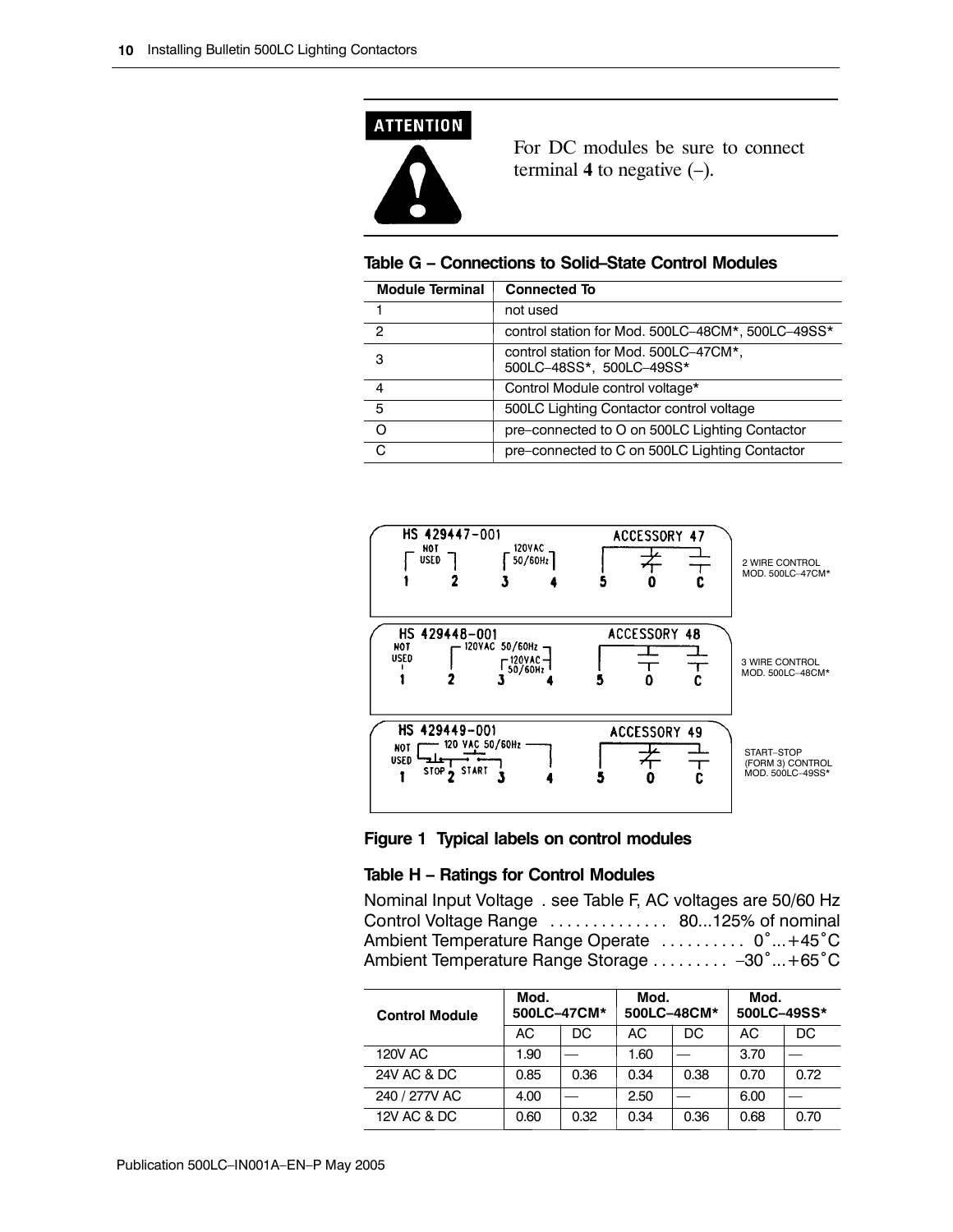**ATTENTION**

For DC modules be sure to connect terminal **4** to negative (–).

**Table G – Connections to Solid–State Control Modules**

| Module Terminal | Connected To |
|---|---|
| 1 | not used |
| 2 | control station for Mod. 500LC–48CM*, 500LC–49SS* |
| 3 | control station for Mod. 500LC–47CM*, 500LC–48SS*, 500LC–49SS* |
| 4 | Control Module control voltage* |
| 5 | 500LC Lighting Contactor control voltage |
| O | pre–connected to O on 500LC Lighting Contactor |
| C | pre–connected to C on 500LC Lighting Contactor |

HS 429447-001 ACCESSORY 47 — 1 NOT USED 2, 3 120VAC 50/60Hz 4, 5 O C — 2 WIRE CONTROL MOD. 500LC–47CM*

HS 429448-001 ACCESSORY 48 — NOT USED 1, 2 120VAC 50/60Hz, 3 120VAC 50/60Hz 4, 5 O C — 3 WIRE CONTROL MOD. 500LC–48CM*

HS 429449-001 ACCESSORY 49 — NOT USED 1, STOP 2, START 3, 120 VAC 50/60Hz 4, 5 O C — START–STOP (FORM 3) CONTROL MOD. 500LC–49SS*

**Figure 1 Typical labels on control modules**

**Table H – Ratings for Control Modules**

Nominal Input Voltage . see Table F, AC voltages are 50/60 Hz
Control Voltage Range .............. 80...125% of nominal
Ambient Temperature Range Operate .......... 0°...+45°C
Ambient Temperature Range Storage ......... –30°...+65°C

| Control Module | Mod. 500LC–47CM* | | Mod. 500LC–48CM* | | Mod. 500LC–49SS* | |
|---|---|---|---|---|---|---|
| | AC | DC | AC | DC | AC | DC |
| 120V AC | 1.90 | — | 1.60 | — | 3.70 | — |
| 24V AC & DC | 0.85 | 0.36 | 0.34 | 0.38 | 0.70 | 0.72 |
| 240 / 277V AC | 4.00 | — | 2.50 | — | 6.00 | — |
| 12V AC & DC | 0.60 | 0.32 | 0.34 | 0.36 | 0.68 | 0.70 |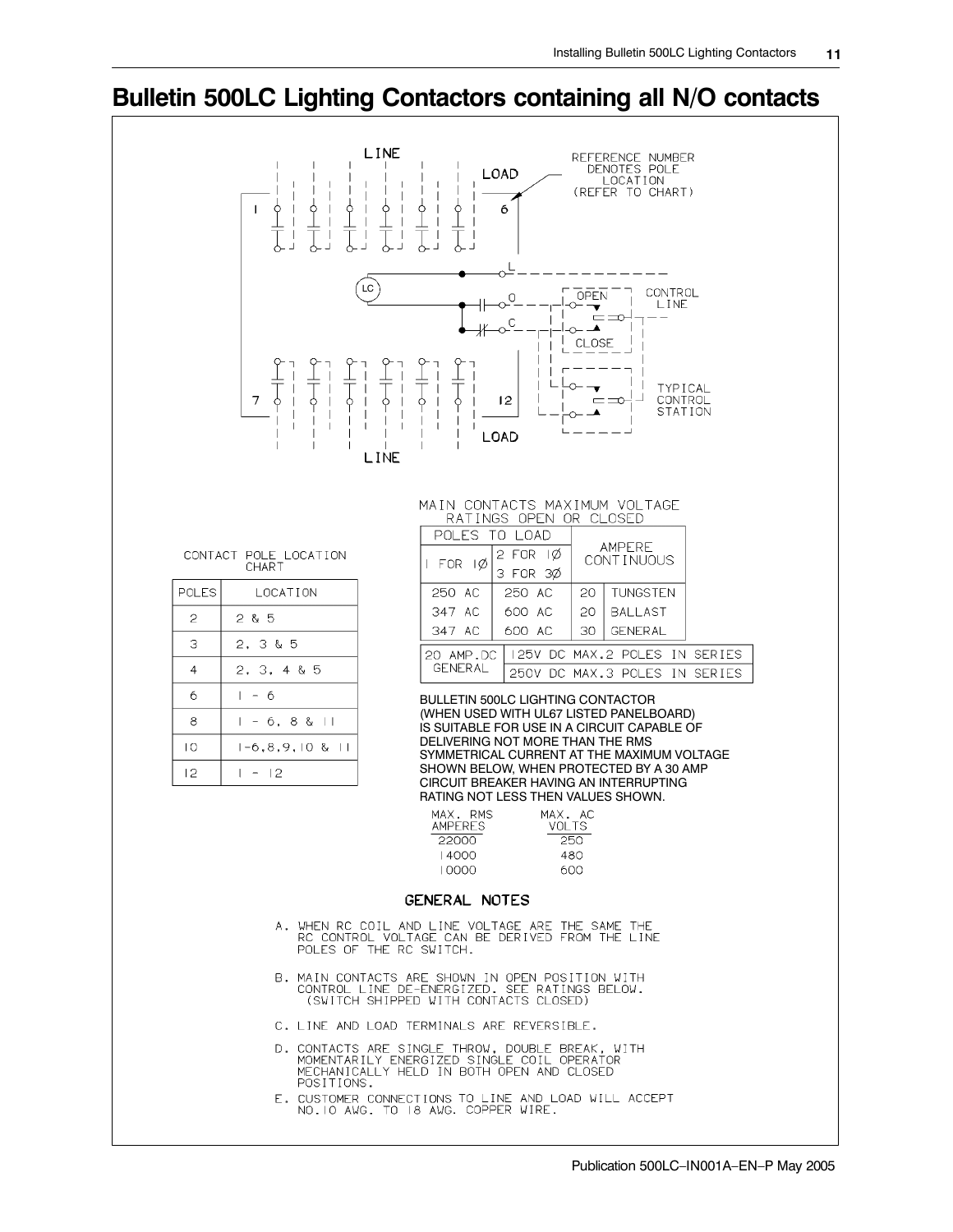# Bulletin 500LC Lighting Contactors containing all N/O contacts

LINE

LOAD

REFERENCE NUMBER DENOTES POLE LOCATION (REFER TO CHART)

1 6

L

LC

O

OPEN

CONTROL LINE

C

CLOSE

TYPICAL CONTROL STATION

7 12

LOAD

LINE

CONTACT POLE LOCATION CHART

| POLES | LOCATION |
|---|---|
| 2 | 2 & 5 |
| 3 | 2, 3 & 5 |
| 4 | 2, 3, 4 & 5 |
| 6 | 1 - 6 |
| 8 | 1 - 6, 8 & 11 |
| 10 | 1-6,8,9,10 & 11 |
| 12 | 1 - 12 |

MAIN CONTACTS MAXIMUM VOLTAGE RATINGS OPEN OR CLOSED

| POLES TO LOAD | | AMPERE CONTINUOUS | |
|---|---|---|---|
| 1 FOR 1Ø | 2 FOR 1Ø<br>3 FOR 3Ø | | |
| 250 AC | 250 AC | 20 | TUNGSTEN |
| 347 AC | 600 AC | 20 | BALLAST |
| 347 AC | 600 AC | 30 | GENERAL |

| 20 AMP.DC GENERAL | 125V DC MAX.2 POLES IN SERIES |
|---|---|
| | 250V DC MAX.3 POLES IN SERIES |

BULLETIN 500LC LIGHTING CONTACTOR (WHEN USED WITH UL67 LISTED PANELBOARD) IS SUITABLE FOR USE IN A CIRCUIT CAPABLE OF DELIVERING NOT MORE THAN THE RMS SYMMETRICAL CURRENT AT THE MAXIMUM VOLTAGE SHOWN BELOW, WHEN PROTECTED BY A 30 AMP CIRCUIT BREAKER HAVING AN INTERRUPTING RATING NOT LESS THEN VALUES SHOWN.

| MAX. RMS AMPERES | MAX. AC VOLTS |
|---|---|
| 22000 | 250 |
| 14000 | 480 |
| 10000 | 600 |

## GENERAL NOTES

A. WHEN RC COIL AND LINE VOLTAGE ARE THE SAME THE RC CONTROL VOLTAGE CAN BE DERIVED FROM THE LINE POLES OF THE RC SWITCH.

B. MAIN CONTACTS ARE SHOWN IN OPEN POSITION WITH CONTROL LINE DE-ENERGIZED. SEE RATINGS BELOW. (SWITCH SHIPPED WITH CONTACTS CLOSED)

C. LINE AND LOAD TERMINALS ARE REVERSIBLE.

D. CONTACTS ARE SINGLE THROW, DOUBLE BREAK, WITH MOMENTARILY ENERGIZED SINGLE COIL OPERATOR MECHANICALLY HELD IN BOTH OPEN AND CLOSED POSITIONS.

E. CUSTOMER CONNECTIONS TO LINE AND LOAD WILL ACCEPT NO.10 AWG. TO 18 AWG. COPPER WIRE.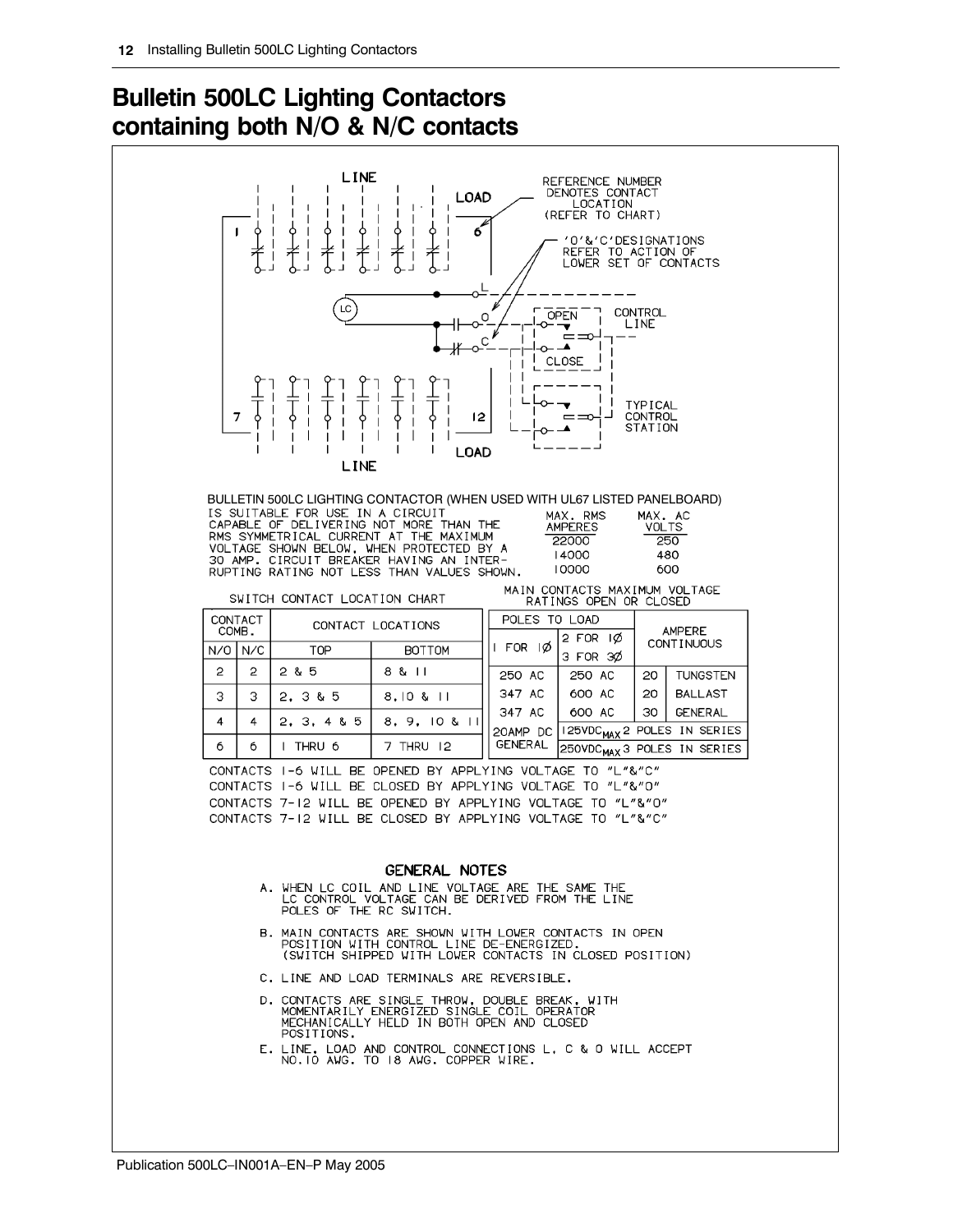# Bulletin 500LC Lighting Contactors containing both N/O & N/C contacts

LINE

LOAD

REFERENCE NUMBER DENOTES CONTACT LOCATION (REFER TO CHART)

'O'&'C' DESIGNATIONS REFER TO ACTION OF LOWER SET OF CONTACTS

CONTROL LINE

OPEN

CLOSE

TYPICAL CONTROL STATION

LOAD

LINE

BULLETIN 500LC LIGHTING CONTACTOR (WHEN USED WITH UL67 LISTED PANELBOARD) IS SUITABLE FOR USE IN A CIRCUIT CAPABLE OF DELIVERING NOT MORE THAN THE RMS SYMMETRICAL CURRENT AT THE MAXIMUM VOLTAGE SHOWN BELOW, WHEN PROTECTED BY A 30 AMP. CIRCUIT BREAKER HAVING AN INTERRUPTING RATING NOT LESS THAN VALUES SHOWN.

| MAX. RMS AMPERES | MAX. AC VOLTS |
|---|---|
| 22000 | 250 |
| 14000 | 480 |
| 10000 | 600 |

SWITCH CONTACT LOCATION CHART

| CONTACT COMB. | | CONTACT LOCATIONS | |
|---|---|---|---|
| N/O | N/C | TOP | BOTTOM |
| 2 | 2 | 2 & 5 | 8 & 11 |
| 3 | 3 | 2, 3 & 5 | 8, 10 & 11 |
| 4 | 4 | 2, 3, 4 & 5 | 8, 9, 10 & 11 |
| 6 | 6 | 1 THRU 6 | 7 THRU 12 |

MAIN CONTACTS MAXIMUM VOLTAGE RATINGS OPEN OR CLOSED

| POLES TO LOAD | | AMPERE CONTINUOUS | |
|---|---|---|---|
| 1 FOR 1Ø | 2 FOR 1Ø / 3 FOR 3Ø | | |
| 250 AC | 250 AC | 20 | TUNGSTEN |
| 347 AC | 600 AC | 20 | BALLAST |
| 347 AC | 600 AC | 30 | GENERAL |
| 20AMP DC GENERAL | $125VDC_{MAX}$ 2 POLES IN SERIES | | |
| | $250VDC_{MAX}$ 3 POLES IN SERIES | | |

CONTACTS 1-6 WILL BE OPENED BY APPLYING VOLTAGE TO "L"&"C"
CONTACTS 1-6 WILL BE CLOSED BY APPLYING VOLTAGE TO "L"&"O"
CONTACTS 7-12 WILL BE OPENED BY APPLYING VOLTAGE TO "L"&"O"
CONTACTS 7-12 WILL BE CLOSED BY APPLYING VOLTAGE TO "L"&"C"

## GENERAL NOTES

A. WHEN LC COIL AND LINE VOLTAGE ARE THE SAME THE LC CONTROL VOLTAGE CAN BE DERIVED FROM THE LINE POLES OF THE RC SWITCH.

B. MAIN CONTACTS ARE SHOWN WITH LOWER CONTACTS IN OPEN POSITION WITH CONTROL LINE DE-ENERGIZED. (SWITCH SHIPPED WITH LOWER CONTACTS IN CLOSED POSITION)

C. LINE AND LOAD TERMINALS ARE REVERSIBLE.

D. CONTACTS ARE SINGLE THROW, DOUBLE BREAK, WITH MOMENTARILY ENERGIZED SINGLE COIL OPERATOR MECHANICALLY HELD IN BOTH OPEN AND CLOSED POSITIONS.

E. LINE, LOAD AND CONTROL CONNECTIONS L, C & O WILL ACCEPT NO.10 AWG. TO 18 AWG. COPPER WIRE.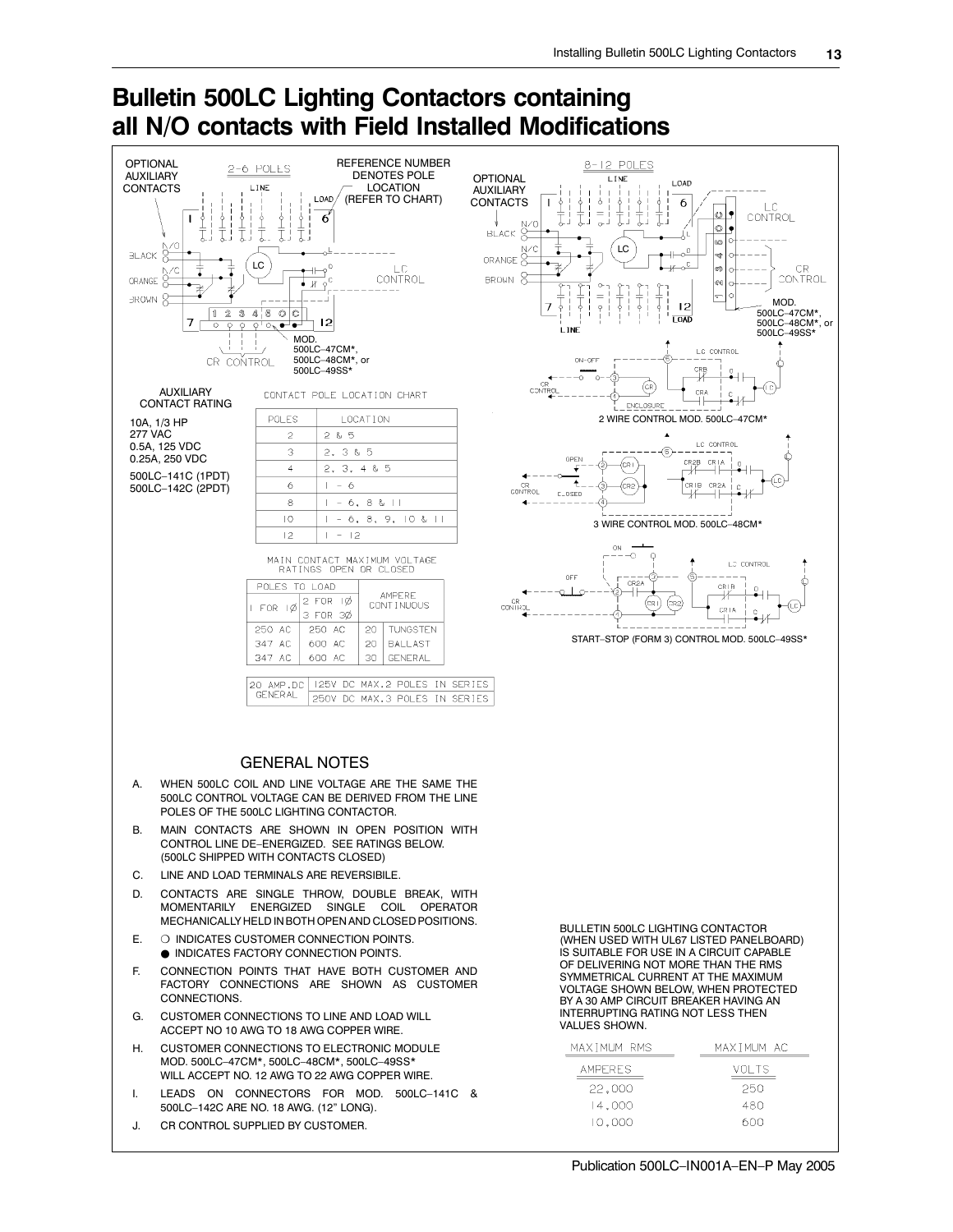# Bulletin 500LC Lighting Contactors containing all N/O contacts with Field Installed Modifications

OPTIONAL AUXILIARY CONTACTS

2-6 POLES

REFERENCE NUMBER DENOTES POLE LOCATION (REFER TO CHART)

MOD. 500LC–47CM*, 500LC–48CM*, or 500LC–49SS*

8-12 POLES

2 WIRE CONTROL MOD. 500LC–47CM*

3 WIRE CONTROL MOD. 500LC–48CM*

START–STOP (FORM 3) CONTROL MOD. 500LC–49SS*

AUXILIARY CONTACT RATING

10A, 1/3 HP
277 VAC
0.5A, 125 VDC
0.25A, 250 VDC

500LC–141C (1PDT)
500LC–142C (2PDT)

CONTACT POLE LOCATION CHART

| POLES | LOCATION |
|---|---|
| 2 | 2 & 5 |
| 3 | 2, 3 & 5 |
| 4 | 2, 3, 4 & 5 |
| 6 | 1 - 6 |
| 8 | 1 - 6, 8 & 11 |
| 10 | 1 - 6, 8, 9, 10 & 11 |
| 12 | 1 - 12 |

MAIN CONTACT MAXIMUM VOLTAGE RATINGS OPEN OR CLOSED

| POLES TO LOAD | | AMPERE CONTINUOUS | |
|---|---|---|---|
| 1 FOR 1Ø | 2 FOR 1Ø 3 FOR 3Ø | | |
| 250 AC | 250 AC | 20 | TUNGSTEN |
| 347 AC | 600 AC | 20 | BALLAST |
| 347 AC | 600 AC | 30 | GENERAL |

| 20 AMP. DC GENERAL | 125V DC MAX. 2 POLES IN SERIES |
|---|---|
| | 250V DC MAX. 3 POLES IN SERIES |

## GENERAL NOTES

A. WHEN 500LC COIL AND LINE VOLTAGE ARE THE SAME THE 500LC CONTROL VOLTAGE CAN BE DERIVED FROM THE LINE POLES OF THE 500LC LIGHTING CONTACTOR.

B. MAIN CONTACTS ARE SHOWN IN OPEN POSITION WITH CONTROL LINE DE–ENERGIZED. SEE RATINGS BELOW. (500LC SHIPPED WITH CONTACTS CLOSED)

C. LINE AND LOAD TERMINALS ARE REVERSIBILE.

D. CONTACTS ARE SINGLE THROW, DOUBLE BREAK, WITH MOMENTARILY ENERGIZED SINGLE COIL OPERATOR MECHANICALLY HELD IN BOTH OPEN AND CLOSED POSITIONS.

E. ❍ INDICATES CUSTOMER CONNECTION POINTS.
● INDICATES FACTORY CONNECTION POINTS.

F. CONNECTION POINTS THAT HAVE BOTH CUSTOMER AND FACTORY CONNECTIONS ARE SHOWN AS CUSTOMER CONNECTIONS.

G. CUSTOMER CONNECTIONS TO LINE AND LOAD WILL ACCEPT NO 10 AWG TO 18 AWG COPPER WIRE.

H. CUSTOMER CONNECTIONS TO ELECTRONIC MODULE MOD. 500LC–47CM*, 500LC–48CM*, 500LC–49SS* WILL ACCEPT NO. 12 AWG TO 22 AWG COPPER WIRE.

I. LEADS ON CONNECTORS FOR MOD. 500LC–141C & 500LC–142C ARE NO. 18 AWG. (12" LONG).

J. CR CONTROL SUPPLIED BY CUSTOMER.

BULLETIN 500LC LIGHTING CONTACTOR (WHEN USED WITH UL67 LISTED PANELBOARD) IS SUITABLE FOR USE IN A CIRCUIT CAPABLE OF DELIVERING NOT MORE THAN THE RMS SYMMETRICAL CURRENT AT THE MAXIMUM VOLTAGE SHOWN BELOW, WHEN PROTECTED BY A 30 AMP CIRCUIT BREAKER HAVING AN INTERRUPTING RATING NOT LESS THEN VALUES SHOWN.

| MAXIMUM RMS AMPERES | MAXIMUM AC VOLTS |
|---|---|
| 22,000 | 250 |
| 14,000 | 480 |
| 10,000 | 600 |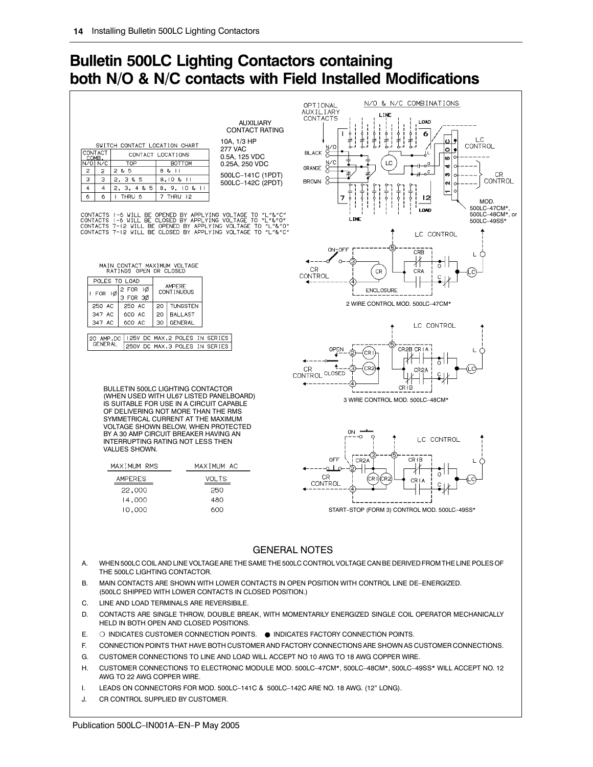# Bulletin 500LC Lighting Contactors containing both N/O & N/C contacts with Field Installed Modifications

SWITCH CONTACT LOCATION CHART

| CONTACT COMB. | | CONTACT LOCATIONS | |
|---|---|---|---|
| N/O | N/C | TOP | BOTTOM |
| 2 | 2 | 2 & 5 | 8 & 11 |
| 3 | 3 | 2, 3 & 5 | 8, 10 & 11 |
| 4 | 4 | 2, 3, 4 & 5 | 8, 9, 10 & 11 |
| 6 | 6 | 1 THRU 6 | 7 THRU 12 |

AUXILIARY CONTACT RATING

10A, 1/3 HP
277 VAC
0.5A, 125 VDC
0.25A, 250 VDC

500LC–141C (1PDT)
500LC–142C (2PDT)

CONTACTS 1-6 WILL BE OPENED BY APPLYING VOLTAGE TO "L"&"C"
CONTACTS 1-6 WILL BE CLOSED BY APPLYING VOLTAGE TO "L"&"O"
CONTACTS 7-12 WILL BE OPENED BY APPLYING VOLTAGE TO "L"&"O"
CONTACTS 7-12 WILL BE CLOSED BY APPLYING VOLTAGE TO "L"&"C"

MAIN CONTACT MAXIMUM VOLTAGE RATINGS OPEN OR CLOSED

| POLES TO LOAD | | AMPERE CONTINUOUS | |
|---|---|---|---|
| 1 FOR 1Ø | 2 FOR 1Ø / 3 FOR 3Ø | | |
| 250 AC | 250 AC | 20 | TUNGSTEN |
| 347 AC | 600 AC | 20 | BALLAST |
| 347 AC | 600 AC | 30 | GENERAL |

| 20 AMP.DC GENERAL | 125V DC MAX.2 POLES IN SERIES |
|---|---|
| | 250V DC MAX.3 POLES IN SERIES |

BULLETIN 500LC LIGHTING CONTACTOR (WHEN USED WITH UL67 LISTED PANELBOARD) IS SUITABLE FOR USE IN A CIRCUIT CAPABLE OF DELIVERING NOT MORE THAN THE RMS SYMMETRICAL CURRENT AT THE MAXIMUM VOLTAGE SHOWN BELOW, WHEN PROTECTED BY A 30 AMP CIRCUIT BREAKER HAVING AN INTERRUPTING RATING NOT LESS THEN VALUES SHOWN.

| MAXIMUM RMS AMPERES | MAXIMUM AC VOLTS |
|---|---|
| 22,000 | 250 |
| 14,000 | 480 |
| 10,000 | 600 |

N/O & N/C COMBINATIONS

OPTIONAL AUXILIARY CONTACTS — BLACK, N/O, ORANGE, N/C, BROWN — LINE — LOAD — LC — LC CONTROL — CR CONTROL — MOD. 500LC–47CM*, 500LC–48CM*, or 500LC–49SS*

2 WIRE CONTROL MOD. 500LC–47CM*

3 WIRE CONTROL MOD. 500LC–48CM*

START–STOP (FORM 3) CONTROL MOD. 500LC–49SS*

## GENERAL NOTES

A. WHEN 500LC COIL AND LINE VOLTAGE ARE THE SAME THE 500LC CONTROL VOLTAGE CAN BE DERIVED FROM THE LINE POLES OF THE 500LC LIGHTING CONTACTOR.

B. MAIN CONTACTS ARE SHOWN WITH LOWER CONTACTS IN OPEN POSITION WITH CONTROL LINE DE–ENERGIZED. (500LC SHIPPED WITH LOWER CONTACTS IN CLOSED POSITION.)

C. LINE AND LOAD TERMINALS ARE REVERSIBILE.

D. CONTACTS ARE SINGLE THROW, DOUBLE BREAK, WITH MOMENTARILY ENERGIZED SINGLE COIL OPERATOR MECHANICALLY HELD IN BOTH OPEN AND CLOSED POSITIONS.

E. ○ INDICATES CUSTOMER CONNECTION POINTS. ● INDICATES FACTORY CONNECTION POINTS.

F. CONNECTION POINTS THAT HAVE BOTH CUSTOMER AND FACTORY CONNECTIONS ARE SHOWN AS CUSTOMER CONNECTIONS.

G. CUSTOMER CONNECTIONS TO LINE AND LOAD WILL ACCEPT NO 10 AWG TO 18 AWG COPPER WIRE.

H. CUSTOMER CONNECTIONS TO ELECTRONIC MODULE MOD. 500LC–47CM*, 500LC–48CM*, 500LC–49SS* WILL ACCEPT NO. 12 AWG TO 22 AWG COPPER WIRE.

I. LEADS ON CONNECTORS FOR MOD. 500LC–141C & 500LC–142C ARE NO. 18 AWG. (12" LONG).

J. CR CONTROL SUPPLIED BY CUSTOMER.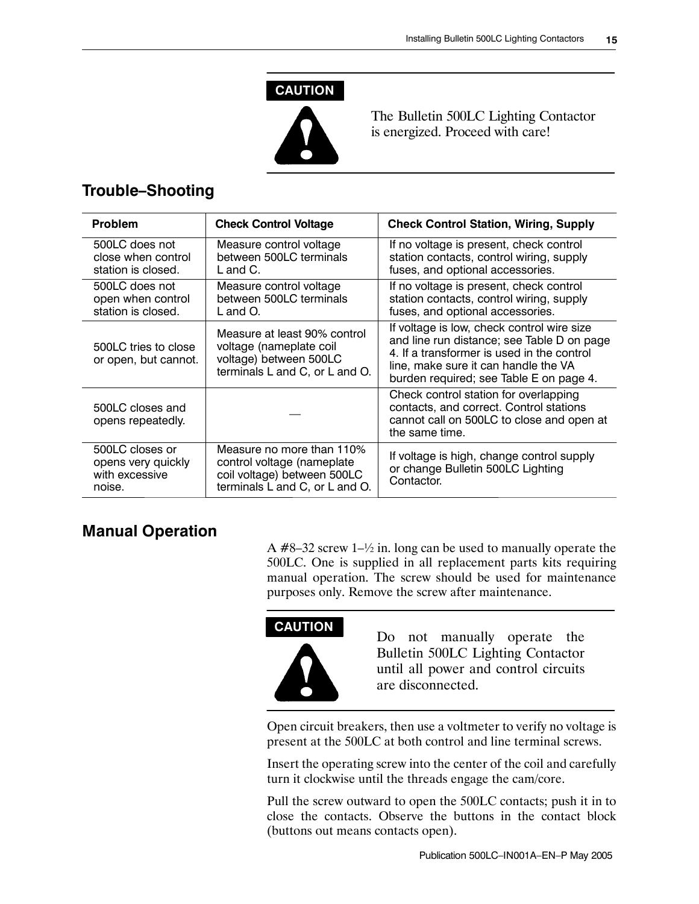**CAUTION**

The Bulletin 500LC Lighting Contactor is energized. Proceed with care!

## Trouble–Shooting

| Problem | Check Control Voltage | Check Control Station, Wiring, Supply |
|---|---|---|
| 500LC does not close when control station is closed. | Measure control voltage between 500LC terminals L and C. | If no voltage is present, check control station contacts, control wiring, supply fuses, and optional accessories. |
| 500LC does not open when control station is closed. | Measure control voltage between 500LC terminals L and O. | If no voltage is present, check control station contacts, control wiring, supply fuses, and optional accessories. |
| 500LC tries to close or open, but cannot. | Measure at least 90% control voltage (nameplate coil voltage) between 500LC terminals L and C, or L and O. | If voltage is low, check control wire size and line run distance; see Table D on page 4. If a transformer is used in the control line, make sure it can handle the VA burden required; see Table E on page 4. |
| 500LC closes and opens repeatedly. | — | Check control station for overlapping contacts, and correct. Control stations cannot call on 500LC to close and open at the same time. |
| 500LC closes or opens very quickly with excessive noise. | Measure no more than 110% control voltage (nameplate coil voltage) between 500LC terminals L and C, or L and O. | If voltage is high, change control supply or change Bulletin 500LC Lighting Contactor. |

## Manual Operation

A #8–32 screw 1–½ in. long can be used to manually operate the 500LC. One is supplied in all replacement parts kits requiring manual operation. The screw should be used for maintenance purposes only. Remove the screw after maintenance.

**CAUTION**

Do not manually operate the Bulletin 500LC Lighting Contactor until all power and control circuits are disconnected.

Open circuit breakers, then use a voltmeter to verify no voltage is present at the 500LC at both control and line terminal screws.

Insert the operating screw into the center of the coil and carefully turn it clockwise until the threads engage the cam/core.

Pull the screw outward to open the 500LC contacts; push it in to close the contacts. Observe the buttons in the contact block (buttons out means contacts open).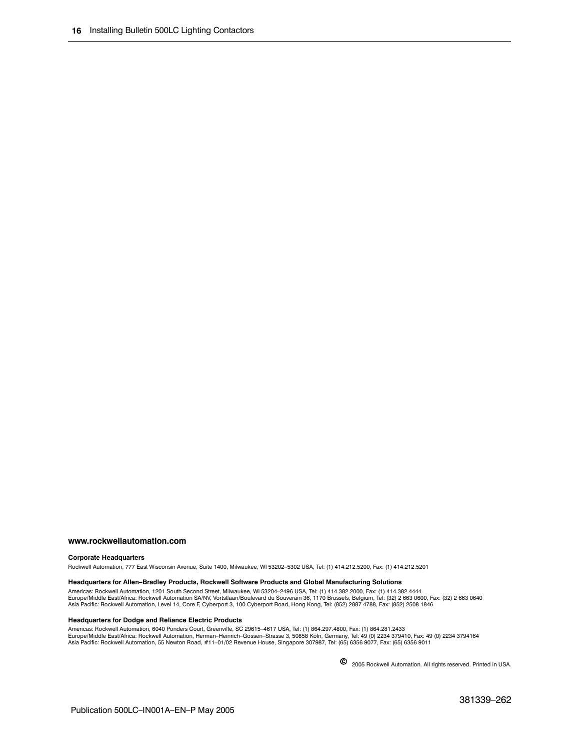**www.rockwellautomation.com**

**Corporate Headquarters**

Rockwell Automation, 777 East Wisconsin Avenue, Suite 1400, Milwaukee, WI 53202–5302 USA, Tel: (1) 414.212.5200, Fax: (1) 414.212.5201

**Headquarters for Allen–Bradley Products, Rockwell Software Products and Global Manufacturing Solutions**

Americas: Rockwell Automation, 1201 South Second Street, Milwaukee, WI 53204–2496 USA, Tel: (1) 414.382.2000, Fax: (1) 414.382.4444
Europe/Middle East/Africa: Rockwell Automation SA/NV, Vortstlaan/Boulevard du Souverain 36, 1170 Brussels, Belgium, Tel: (32) 2 663 0600, Fax: (32) 2 663 0640
Asia Pacific: Rockwell Automation, Level 14, Core F, Cyberport 3, 100 Cyberport Road, Hong Kong, Tel: (852) 2887 4788, Fax: (852) 2508 1846

**Headquarters for Dodge and Reliance Electric Products**

Americas: Rockwell Automation, 6040 Ponders Court, Greenville, SC 29615–4617 USA, Tel: (1) 864.297.4800, Fax: (1) 864.281.2433
Europe/Middle East/Africa: Rockwell Automation, Herman–Heinrich–Gossen–Strasse 3, 50858 Köln, Germany, Tel: 49 (0) 2234 379410, Fax: 49 (0) 2234 3794164
Asia Pacific: Rockwell Automation, 55 Newton Road, #11–01/02 Revenue House, Singapore 307987, Tel: (65) 6356 9077, Fax: (65) 6356 9011

© 2005 Rockwell Automation. All rights reserved. Printed in USA.

381339–262

Publication 500LC–IN001A–EN–P May 2005